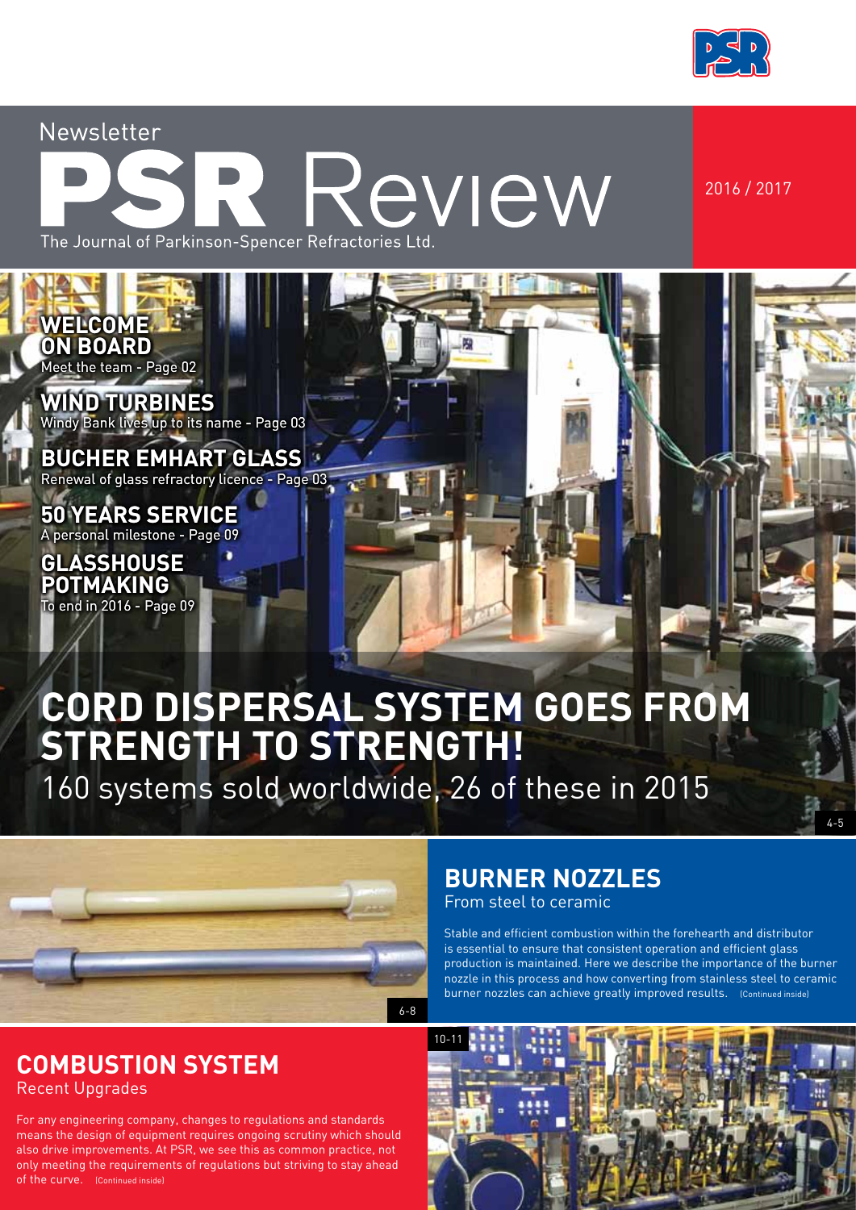Newsletter

# PSR Review

The Journal of Parkinson-Spencer Refractories Ltd.

2016 / 2017

**WELCOME ON BOARD**
Meet the team - Page 02

**WIND TURBINES**
Windy Bank lives up to its name - Page 03

**BUCHER EMHART GLASS**
Renewal of glass refractory licence - Page 03

**50 YEARS SERVICE**
A personal milestone - Page 09

**GLASSHOUSE POTMAKING**
To end in 2016 - Page 09

## CORD DISPERSAL SYSTEM GOES FROM STRENGTH TO STRENGTH!

160 systems sold worldwide, 26 of these in 2015

4-5

6-8

## BURNER NOZZLES

From steel to ceramic

Stable and efficient combustion within the forehearth and distributor is essential to ensure that consistent operation and efficient glass production is maintained. Here we describe the importance of the burner nozzle in this process and how converting from stainless steel to ceramic burner nozzles can achieve greatly improved results. (Continued inside)

10-11

## COMBUSTION SYSTEM

Recent Upgrades

For any engineering company, changes to regulations and standards means the design of equipment requires ongoing scrutiny which should also drive improvements. At PSR, we see this as common practice, not only meeting the requirements of regulations but striving to stay ahead of the curve. (Continued inside)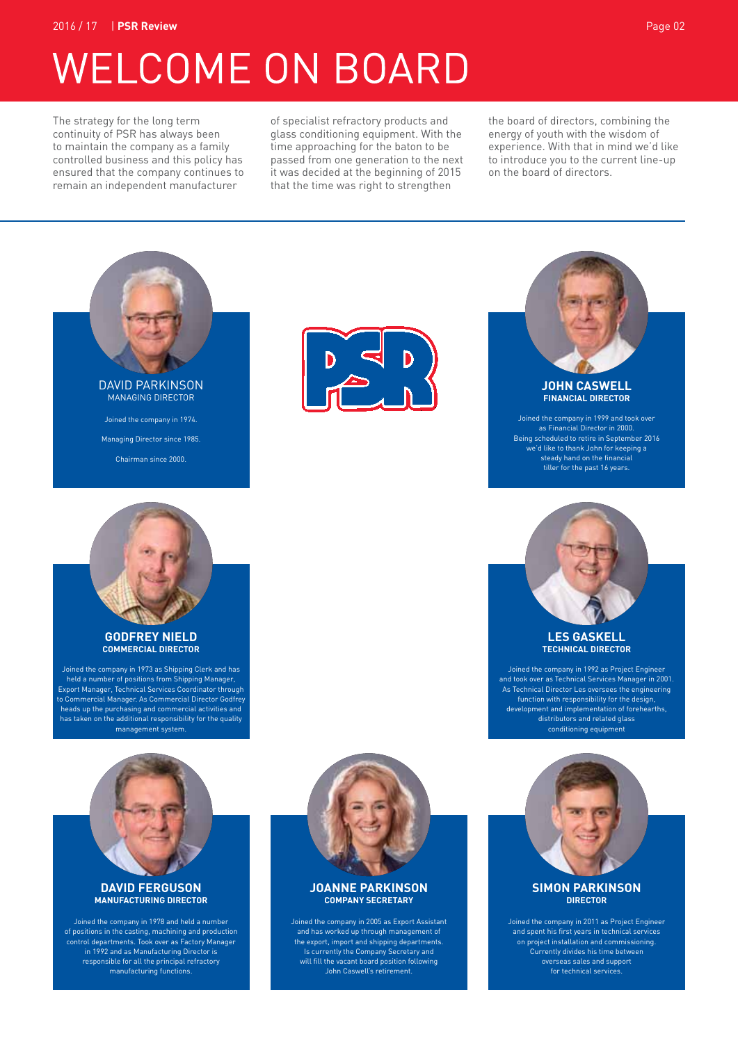# WELCOME ON BOARD

The strategy for the long term continuity of PSR has always been to maintain the company as a family controlled business and this policy has ensured that the company continues to remain an independent manufacturer of specialist refractory products and glass conditioning equipment. With the time approaching for the baton to be passed from one generation to the next it was decided at the beginning of 2015 that the time was right to strengthen the board of directors, combining the energy of youth with the wisdom of experience. With that in mind we'd like to introduce you to the current line-up on the board of directors.

## DAVID PARKINSON
**MANAGING DIRECTOR**

Joined the company in 1974.

Managing Director since 1985.

Chairman since 2000.

## JOHN CASWELL
**FINANCIAL DIRECTOR**

Joined the company in 1999 and took over as Financial Director in 2000. Being scheduled to retire in September 2016 we'd like to thank John for keeping a steady hand on the financial tiller for the past 16 years.

## GODFREY NIELD
**COMMERCIAL DIRECTOR**

Joined the company in 1973 as Shipping Clerk and has held a number of positions from Shipping Manager, Export Manager, Technical Services Coordinator through to Commercial Manager. As Commercial Director Godfrey heads up the purchasing and commercial activities and has taken on the additional responsibility for the quality management system.

## LES GASKELL
**TECHNICAL DIRECTOR**

Joined the company in 1992 as Project Engineer and took over as Technical Services Manager in 2001. As Technical Director Les oversees the engineering function with responsibility for the design, development and implementation of forehearths, distributors and related glass conditioning equipment

## DAVID FERGUSON
**MANUFACTURING DIRECTOR**

Joined the company in 1978 and held a number of positions in the casting, machining and production control departments. Took over as Factory Manager in 1992 and as Manufacturing Director is responsible for all the principal refractory manufacturing functions.

## JOANNE PARKINSON
**COMPANY SECRETARY**

Joined the company in 2005 as Export Assistant and has worked up through management of the export, import and shipping departments. Is currently the Company Secretary and will fill the vacant board position following John Caswell's retirement.

## SIMON PARKINSON
**DIRECTOR**

Joined the company in 2011 as Project Engineer and spent his first years in technical services on project installation and commissioning. Currently divides his time between overseas sales and support for technical services.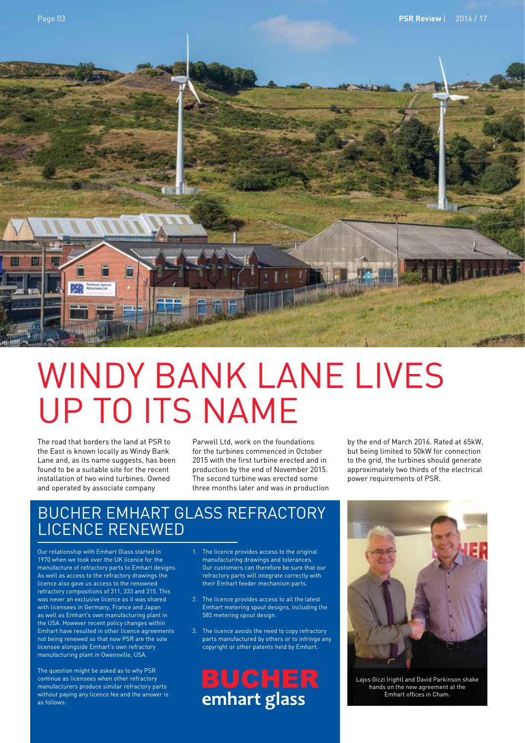# WINDY BANK LANE LIVES UP TO ITS NAME

The road that borders the land at PSR to the East is known locally as Windy Bank Lane and, as its name suggests, has been found to be a suitable site for the recent installation of two wind turbines. Owned and operated by associate company Parwell Ltd, work on the foundations for the turbines commenced in October 2015 with the first turbine erected and in production by the end of November 2015. The second turbine was erected some three months later and was in production by the end of March 2016. Rated at 65kW, but being limited to 50kW for connection to the grid, the turbines should generate approximately two thirds of the electrical power requirements of PSR.

## BUCHER EMHART GLASS REFRACTORY LICENCE RENEWED

Our relationship with Emhart Glass started in 1970 when we took over the UK licence for the manufacture of refractory parts to Emhart designs. As well as access to the refractory drawings the licence also gave us access to the renowned refractory compositions of 311, 333 and 315. This was never an exclusive licence as it was shared with licensees in Germany, France and Japan as well as Emhart's own manufacturing plant in the USA. However recent policy changes within Emhart have resulted in other licence agreements not being renewed so that now PSR are the sole licensee alongside Emhart's own refractory manufacturing plant in Owensville, USA.

The question might be asked as to why PSR continue as licensees when other refractory manufacturers produce similar refractory parts without paying any licence fee and the answer is as follows:

1. The licence provides access to the original manufacturing drawings and tolerances. Our customers can therefore be sure that our refractory parts will integrate correctly with their Emhart feeder mechanism parts.
2. The licence provides access to all the latest Emhart metering spout designs, including the 585 metering spout design.
3. The licence avoids the need to copy refractory parts manufactured by others or to infringe any copyright or other patents held by Emhart.

BUCHER emhart glass

Lajos Giczi (right) and David Parkinson shake hands on the new agreement at the Emhart offices in Cham.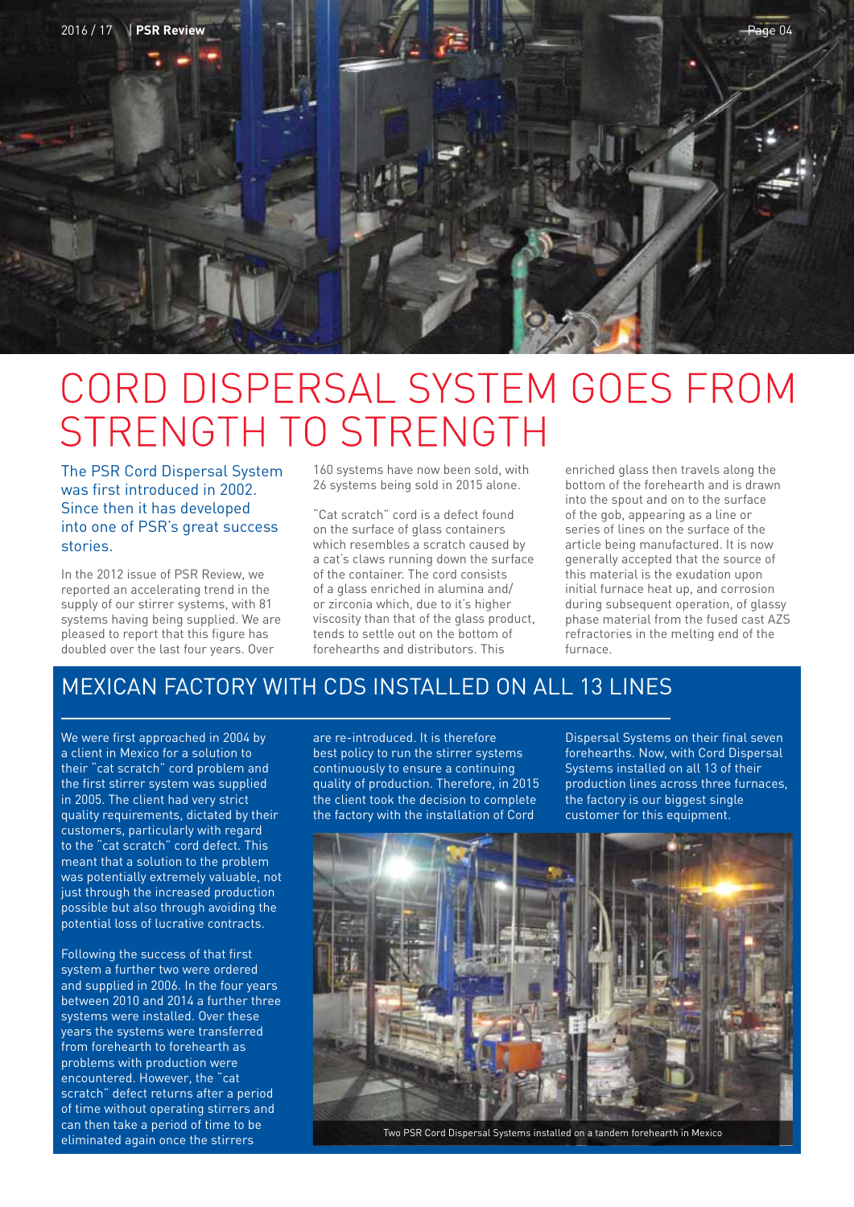# CORD DISPERSAL SYSTEM GOES FROM STRENGTH TO STRENGTH

The PSR Cord Dispersal System was first introduced in 2002. Since then it has developed into one of PSR's great success stories.

In the 2012 issue of PSR Review, we reported an accelerating trend in the supply of our stirrer systems, with 81 systems having being supplied. We are pleased to report that this figure has doubled over the last four years. Over 160 systems have now been sold, with 26 systems being sold in 2015 alone.

"Cat scratch" cord is a defect found on the surface of glass containers which resembles a scratch caused by a cat's claws running down the surface of the container. The cord consists of a glass enriched in alumina and/or zirconia which, due to it's higher viscosity than that of the glass product, tends to settle out on the bottom of forehearths and distributors. This enriched glass then travels along the bottom of the forehearth and is drawn into the spout and on to the surface of the gob, appearing as a line or series of lines on the surface of the article being manufactured. It is now generally accepted that the source of this material is the exudation upon initial furnace heat up, and corrosion during subsequent operation, of glassy phase material from the fused cast AZS refractories in the melting end of the furnace.

## MEXICAN FACTORY WITH CDS INSTALLED ON ALL 13 LINES

We were first approached in 2004 by a client in Mexico for a solution to their "cat scratch" cord problem and the first stirrer system was supplied in 2005. The client had very strict quality requirements, dictated by their customers, particularly with regard to the "cat scratch" cord defect. This meant that a solution to the problem was potentially extremely valuable, not just through the increased production possible but also through avoiding the potential loss of lucrative contracts.

Following the success of that first system a further two were ordered and supplied in 2006. In the four years between 2010 and 2014 a further three systems were installed. Over these years the systems were transferred from forehearth to forehearth as problems with production were encountered. However, the "cat scratch" defect returns after a period of time without operating stirrers and can then take a period of time to be eliminated again once the stirrers are re-introduced. It is therefore best policy to run the stirrer systems continuously to ensure a continuing quality of production. Therefore, in 2015 the client took the decision to complete the factory with the installation of Cord Dispersal Systems on their final seven forehearths. Now, with Cord Dispersal Systems installed on all 13 of their production lines across three furnaces, the factory is our biggest single customer for this equipment.

Two PSR Cord Dispersal Systems installed on a tandem forehearth in Mexico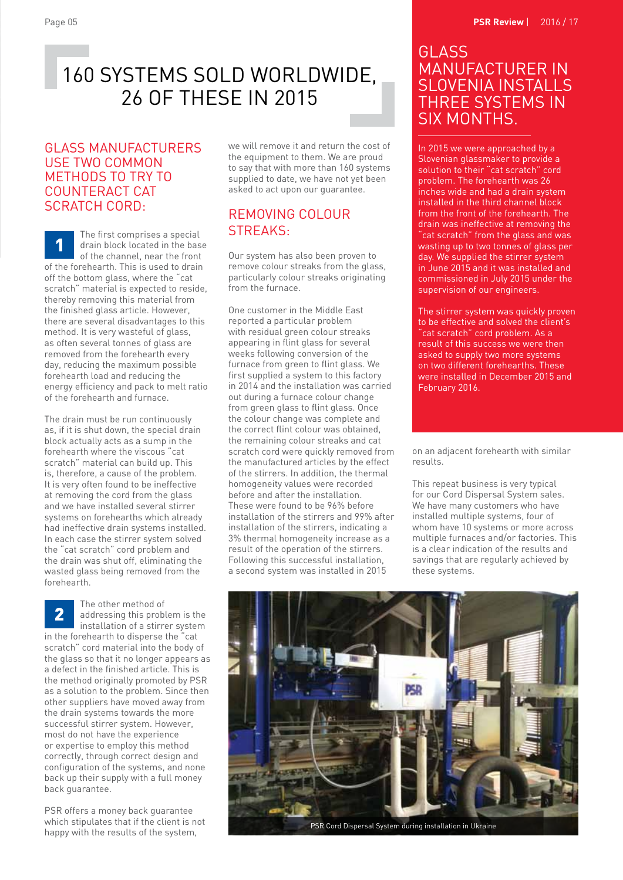# 160 SYSTEMS SOLD WORLDWIDE, 26 OF THESE IN 2015

## GLASS MANUFACTURERS USE TWO COMMON METHODS TO TRY TO COUNTERACT CAT SCRATCH CORD:

**1** The first comprises a special drain block located in the base of the channel, near the front of the forehearth. This is used to drain off the bottom glass, where the "cat scratch" material is expected to reside, thereby removing this material from the finished glass article. However, there are several disadvantages to this method. It is very wasteful of glass, as often several tonnes of glass are removed from the forehearth every day, reducing the maximum possible forehearth load and reducing the energy efficiency and pack to melt ratio of the forehearth and furnace.

The drain must be run continuously as, if it is shut down, the special drain block actually acts as a sump in the forehearth where the viscous "cat scratch" material can build up. This is, therefore, a cause of the problem. It is very often found to be ineffective at removing the cord from the glass and we have installed several stirrer systems on forehearths which already had ineffective drain systems installed. In each case the stirrer system solved the "cat scratch" cord problem and the drain was shut off, eliminating the wasted glass being removed from the forehearth.

**2** The other method of addressing this problem is the installation of a stirrer system in the forehearth to disperse the "cat scratch" cord material into the body of the glass so that it no longer appears as a defect in the finished article. This is the method originally promoted by PSR as a solution to the problem. Since then other suppliers have moved away from the drain systems towards the more successful stirrer system. However, most do not have the experience or expertise to employ this method correctly, through correct design and configuration of the systems, and none back up their supply with a full money back guarantee.

PSR offers a money back guarantee which stipulates that if the client is not happy with the results of the system, we will remove it and return the cost of the equipment to them. We are proud to say that with more than 160 systems supplied to date, we have not yet been asked to act upon our guarantee.

## REMOVING COLOUR STREAKS:

Our system has also been proven to remove colour streaks from the glass, particularly colour streaks originating from the furnace.

One customer in the Middle East reported a particular problem with residual green colour streaks appearing in flint glass for several weeks following conversion of the furnace from green to flint glass. We first supplied a system to this factory in 2014 and the installation was carried out during a furnace colour change from green glass to flint glass. Once the colour change was complete and the correct flint colour was obtained, the remaining colour streaks and cat scratch cord were quickly removed from the manufactured articles by the effect of the stirrers. In addition, the thermal homogeneity values were recorded before and after the installation. These were found to be 96% before installation of the stirrers and 99% after installation of the stirrers, indicating a 3% thermal homogeneity increase as a result of the operation of the stirrers. Following this successful installation, a second system was installed in 2015 on an adjacent forehearth with similar results.

This repeat business is very typical for our Cord Dispersal System sales. We have many customers who have installed multiple systems, four of whom have 10 systems or more across multiple furnaces and/or factories. This is a clear indication of the results and savings that are regularly achieved by these systems.

## GLASS MANUFACTURER IN SLOVENIA INSTALLS THREE SYSTEMS IN SIX MONTHS.

In 2015 we were approached by a Slovenian glassmaker to provide a solution to their "cat scratch" cord problem. The forehearth was 26 inches wide and had a drain system installed in the third channel block from the front of the forehearth. The drain was ineffective at removing the "cat scratch" from the glass and was wasting up to two tonnes of glass per day. We supplied the stirrer system in June 2015 and it was installed and commissioned in July 2015 under the supervision of our engineers.

The stirrer system was quickly proven to be effective and solved the client's "cat scratch" cord problem. As a result of this success we were then asked to supply two more systems on two different forehearths. These were installed in December 2015 and February 2016.

PSR Cord Dispersal System during installation in Ukraine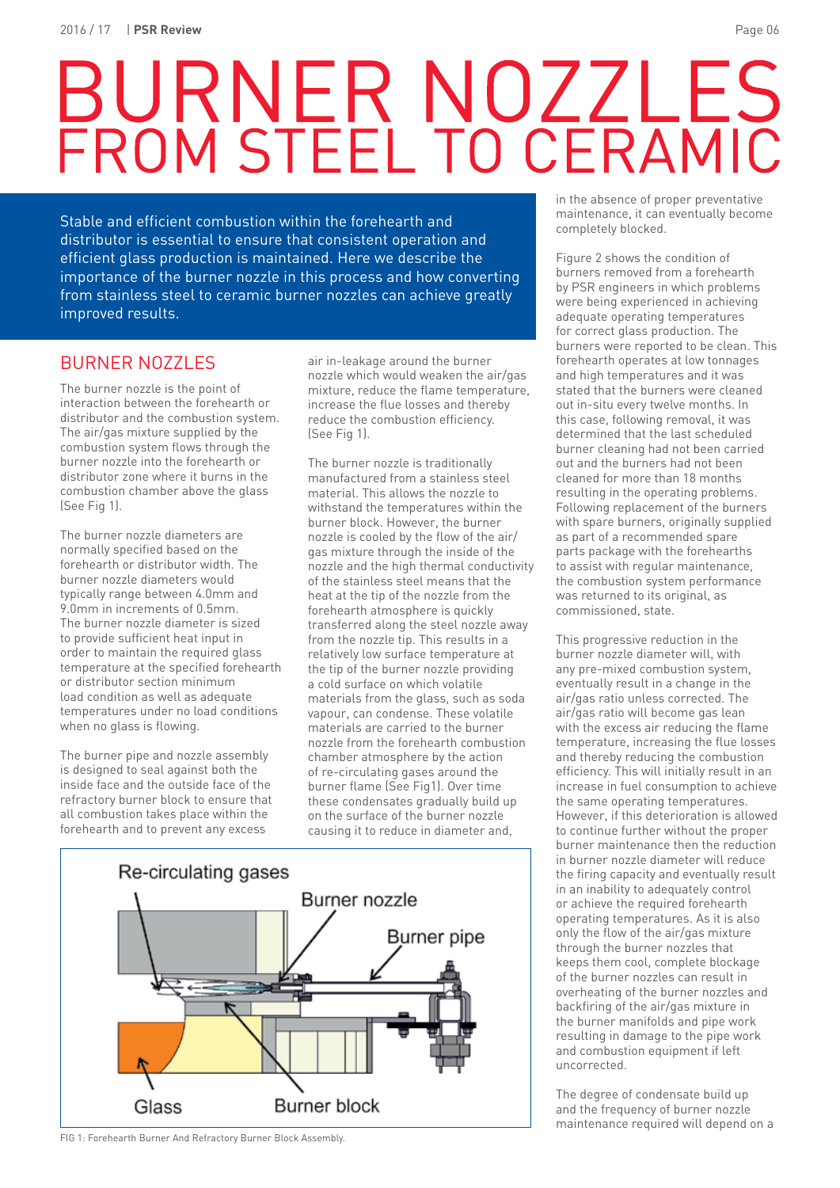# BURNER NOZZLES FROM STEEL TO CERAMIC

Stable and efficient combustion within the forehearth and distributor is essential to ensure that consistent operation and efficient glass production is maintained. Here we describe the importance of the burner nozzle in this process and how converting from stainless steel to ceramic burner nozzles can achieve greatly improved results.

## BURNER NOZZLES

The burner nozzle is the point of interaction between the forehearth or distributor and the combustion system. The air/gas mixture supplied by the combustion system flows through the burner nozzle into the forehearth or distributor zone where it burns in the combustion chamber above the glass (See Fig 1).

The burner nozzle diameters are normally specified based on the forehearth or distributor width. The burner nozzle diameters would typically range between 4.0mm and 9.0mm in increments of 0.5mm. The burner nozzle diameter is sized to provide sufficient heat input in order to maintain the required glass temperature at the specified forehearth or distributor section minimum load condition as well as adequate temperatures under no load conditions when no glass is flowing.

The burner pipe and nozzle assembly is designed to seal against both the inside face and the outside face of the refractory burner block to ensure that all combustion takes place within the forehearth and to prevent any excess air in-leakage around the burner nozzle which would weaken the air/gas mixture, reduce the flame temperature, increase the flue losses and thereby reduce the combustion efficiency. (See Fig 1).

The burner nozzle is traditionally manufactured from a stainless steel material. This allows the nozzle to withstand the temperatures within the burner block. However, the burner nozzle is cooled by the flow of the air/gas mixture through the inside of the nozzle and the high thermal conductivity of the stainless steel means that the heat at the tip of the nozzle from the forehearth atmosphere is quickly transferred along the steel nozzle away from the nozzle tip. This results in a relatively low surface temperature at the tip of the burner nozzle providing a cold surface on which volatile materials from the glass, such as soda vapour, can condense. These volatile materials are carried to the burner nozzle from the forehearth combustion chamber atmosphere by the action of re-circulating gases around the burner flame (See Fig1). Over time these condensates gradually build up on the surface of the burner nozzle causing it to reduce in diameter and, in the absence of proper preventative maintenance, it can eventually become completely blocked.

FIG 1: Forehearth Burner And Refractory Burner Block Assembly.

Figure 2 shows the condition of burners removed from a forehearth by PSR engineers in which problems were being experienced in achieving adequate operating temperatures for correct glass production. The burners were reported to be clean. This forehearth operates at low tonnages and high temperatures and it was stated that the burners were cleaned out in-situ every twelve months. In this case, following removal, it was determined that the last scheduled burner cleaning had not been carried out and the burners had not been cleaned for more than 18 months resulting in the operating problems. Following replacement of the burners with spare burners, originally supplied as part of a recommended spare parts package with the forehearths to assist with regular maintenance, the combustion system performance was returned to its original, as commissioned, state.

This progressive reduction in the burner nozzle diameter will, with any pre-mixed combustion system, eventually result in a change in the air/gas ratio unless corrected. The air/gas ratio will become gas lean with the excess air reducing the flame temperature, increasing the flue losses and thereby reducing the combustion efficiency. This will initially result in an increase in fuel consumption to achieve the same operating temperatures. However, if this deterioration is allowed to continue further without the proper burner maintenance then the reduction in burner nozzle diameter will reduce the firing capacity and eventually result in an inability to adequately control or achieve the required forehearth operating temperatures. As it is also only the flow of the air/gas mixture through the burner nozzles that keeps them cool, complete blockage of the burner nozzles can result in overheating of the burner nozzles and backfiring of the air/gas mixture in the burner manifolds and pipe work resulting in damage to the pipe work and combustion equipment if left uncorrected.

The degree of condensate build up and the frequency of burner nozzle maintenance required will depend on a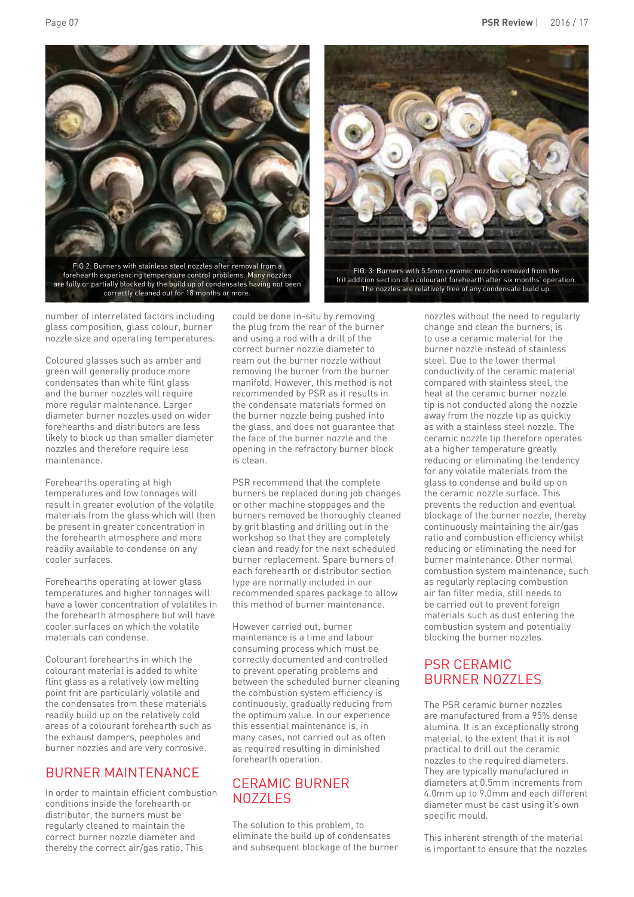FIG 2: Burners with stainless steel nozzles after removal from a forehearth experiencing temperature control problems. Many nozzles are fully or partially blocked by the build up of condensates having not been correctly cleaned out for 18 months or more.

FIG. 3: Burners with 5.5mm ceramic nozzles removed from the frit addition section of a colourant forehearth after six months' operation. The nozzles are relatively free of any condensate build up.

number of interrelated factors including glass composition, glass colour, burner nozzle size and operating temperatures.

Coloured glasses such as amber and green will generally produce more condensates than white flint glass and the burner nozzles will require more regular maintenance. Larger diameter burner nozzles used on wider forehearths and distributors are less likely to block up than smaller diameter nozzles and therefore require less maintenance.

Forehearths operating at high temperatures and low tonnages will result in greater evolution of the volatile materials from the glass which will then be present in greater concentration in the forehearth atmosphere and more readily available to condense on any cooler surfaces.

Forehearths operating at lower glass temperatures and higher tonnages will have a lower concentration of volatiles in the forehearth atmosphere but will have cooler surfaces on which the volatile materials can condense.

Colourant forehearths in which the colourant material is added to white flint glass as a relatively low melting point frit are particularly volatile and the condensates from these materials readily build up on the relatively cold areas of a colourant forehearth such as the exhaust dampers, peepholes and burner nozzles and are very corrosive.

## BURNER MAINTENANCE

In order to maintain efficient combustion conditions inside the forehearth or distributor, the burners must be regularly cleaned to maintain the correct burner nozzle diameter and thereby the correct air/gas ratio. This could be done in-situ by removing the plug from the rear of the burner and using a rod with a drill of the correct burner nozzle diameter to ream out the burner nozzle without removing the burner from the burner manifold. However, this method is not recommended by PSR as it results in the condensate materials formed on the burner nozzle being pushed into the glass, and does not guarantee that the face of the burner nozzle and the opening in the refractory burner block is clean.

PSR recommend that the complete burners be replaced during job changes or other machine stoppages and the burners removed be thoroughly cleaned by grit blasting and drilling out in the workshop so that they are completely clean and ready for the next scheduled burner replacement. Spare burners of each forehearth or distributor section type are normally included in our recommended spares package to allow this method of burner maintenance.

However carried out, burner maintenance is a time and labour consuming process which must be correctly documented and controlled to prevent operating problems and between the scheduled burner cleaning the combustion system efficiency is continuously, gradually reducing from the optimum value. In our experience this essential maintenance is, in many cases, not carried out as often as required resulting in diminished forehearth operation.

## CERAMIC BURNER NOZZLES

The solution to this problem, to eliminate the build up of condensates and subsequent blockage of the burner nozzles without the need to regularly change and clean the burners, is to use a ceramic material for the burner nozzle instead of stainless steel. Due to the lower thermal conductivity of the ceramic material compared with stainless steel, the heat at the ceramic burner nozzle tip is not conducted along the nozzle away from the nozzle tip as quickly as with a stainless steel nozzle. The ceramic nozzle tip therefore operates at a higher temperature greatly reducing or eliminating the tendency for any volatile materials from the glass to condense and build up on the ceramic nozzle surface. This prevents the reduction and eventual blockage of the burner nozzle, thereby continuously maintaining the air/gas ratio and combustion efficiency whilst reducing or eliminating the need for burner maintenance. Other normal combustion system maintenance, such as regularly replacing combustion air fan filter media, still needs to be carried out to prevent foreign materials such as dust entering the combustion system and potentially blocking the burner nozzles.

## PSR CERAMIC BURNER NOZZLES

The PSR ceramic burner nozzles are manufactured from a 95% dense alumina. It is an exceptionally strong material, to the extent that it is not practical to drill out the ceramic nozzles to the required diameters. They are typically manufactured in diameters at 0.5mm increments from 4.0mm up to 9.0mm and each different diameter must be cast using it's own specific mould.

This inherent strength of the material is important to ensure that the nozzles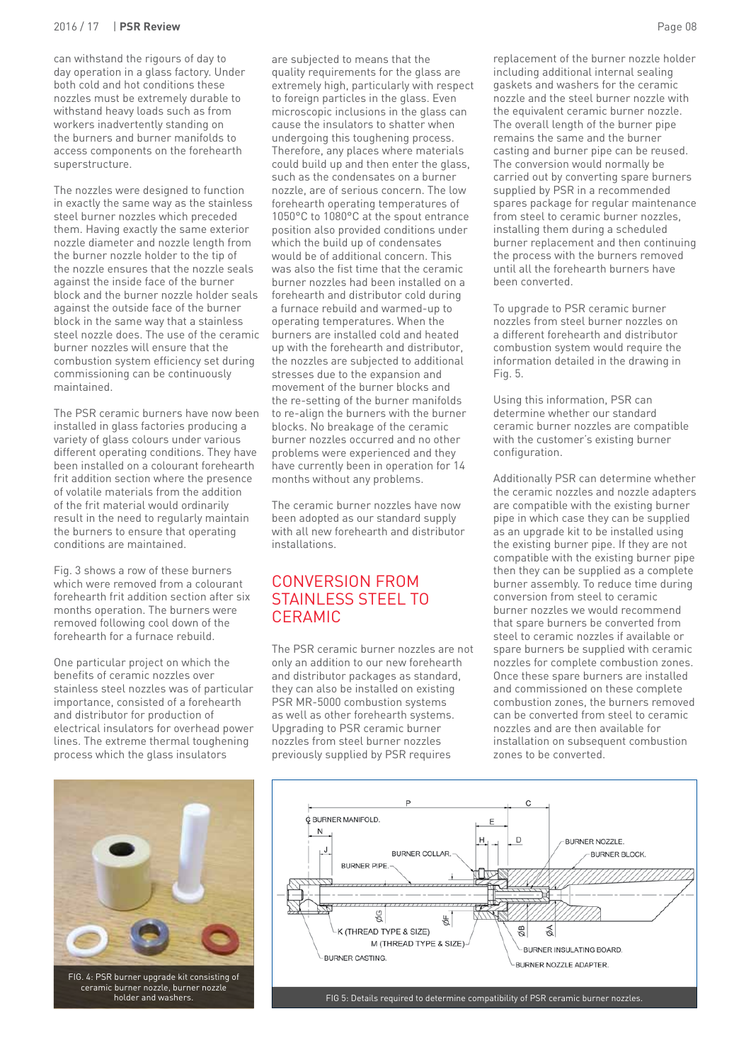can withstand the rigours of day to day operation in a glass factory. Under both cold and hot conditions these nozzles must be extremely durable to withstand heavy loads such as from workers inadvertently standing on the burners and burner manifolds to access components on the forehearth superstructure.

The nozzles were designed to function in exactly the same way as the stainless steel burner nozzles which preceded them. Having exactly the same exterior nozzle diameter and nozzle length from the burner nozzle holder to the tip of the nozzle ensures that the nozzle seals against the inside face of the burner block and the burner nozzle holder seals against the outside face of the burner block in the same way that a stainless steel nozzle does. The use of the ceramic burner nozzles will ensure that the combustion system efficiency set during commissioning can be continuously maintained.

The PSR ceramic burners have now been installed in glass factories producing a variety of glass colours under various different operating conditions. They have been installed on a colourant forehearth frit addition section where the presence of volatile materials from the addition of the frit material would ordinarily result in the need to regularly maintain the burners to ensure that operating conditions are maintained.

Fig. 3 shows a row of these burners which were removed from a colourant forehearth frit addition section after six months operation. The burners were removed following cool down of the forehearth for a furnace rebuild.

One particular project on which the benefits of ceramic nozzles over stainless steel nozzles was of particular importance, consisted of a forehearth and distributor for production of electrical insulators for overhead power lines. The extreme thermal toughening process which the glass insulators are subjected to means that the quality requirements for the glass are extremely high, particularly with respect to foreign particles in the glass. Even microscopic inclusions in the glass can cause the insulators to shatter when undergoing this toughening process. Therefore, any places where materials could build up and then enter the glass, such as the condensates on a burner nozzle, are of serious concern. The low forehearth operating temperatures of 1050°C to 1080°C at the spout entrance position also provided conditions under which the build up of condensates would be of additional concern. This was also the fist time that the ceramic burner nozzles had been installed on a forehearth and distributor cold during a furnace rebuild and warmed-up to operating temperatures. When the burners are installed cold and heated up with the forehearth and distributor, the nozzles are subjected to additional stresses due to the expansion and movement of the burner blocks and the re-setting of the burner manifolds to re-align the burners with the burner blocks. No breakage of the ceramic burner nozzles occurred and no other problems were experienced and they have currently been in operation for 14 months without any problems.

The ceramic burner nozzles have now been adopted as our standard supply with all new forehearth and distributor installations.

## CONVERSION FROM STAINLESS STEEL TO CERAMIC

The PSR ceramic burner nozzles are not only an addition to our new forehearth and distributor packages as standard, they can also be installed on existing PSR MR-5000 combustion systems as well as other forehearth systems. Upgrading to PSR ceramic burner nozzles from steel burner nozzles previously supplied by PSR requires replacement of the burner nozzle holder including additional internal sealing gaskets and washers for the ceramic nozzle and the steel burner nozzle with the equivalent ceramic burner nozzle. The overall length of the burner pipe remains the same and the burner casting and burner pipe can be reused. The conversion would normally be carried out by converting spare burners supplied by PSR in a recommended spares package for regular maintenance from steel to ceramic burner nozzles, installing them during a scheduled burner replacement and then continuing the process with the burners removed until all the forehearth burners have been converted.

To upgrade to PSR ceramic burner nozzles from steel burner nozzles on a different forehearth and distributor combustion system would require the information detailed in the drawing in Fig. 5.

Using this information, PSR can determine whether our standard ceramic burner nozzles are compatible with the customer's existing burner configuration.

Additionally PSR can determine whether the ceramic nozzles and nozzle adapters are compatible with the existing burner pipe in which case they can be supplied as an upgrade kit to be installed using the existing burner pipe. If they are not compatible with the existing burner pipe then they can be supplied as a complete burner assembly. To reduce time during conversion from steel to ceramic burner nozzles we would recommend that spare burners be converted from steel to ceramic nozzles if available or spare burners be supplied with ceramic nozzles for complete combustion zones. Once these spare burners are installed and commissioned on these complete combustion zones, the burners removed can be converted from steel to ceramic nozzles and are then available for installation on subsequent combustion zones to be converted.

FIG. 4: PSR burner upgrade kit consisting of ceramic burner nozzle, burner nozzle holder and washers.

FIG 5: Details required to determine compatibility of PSR ceramic burner nozzles.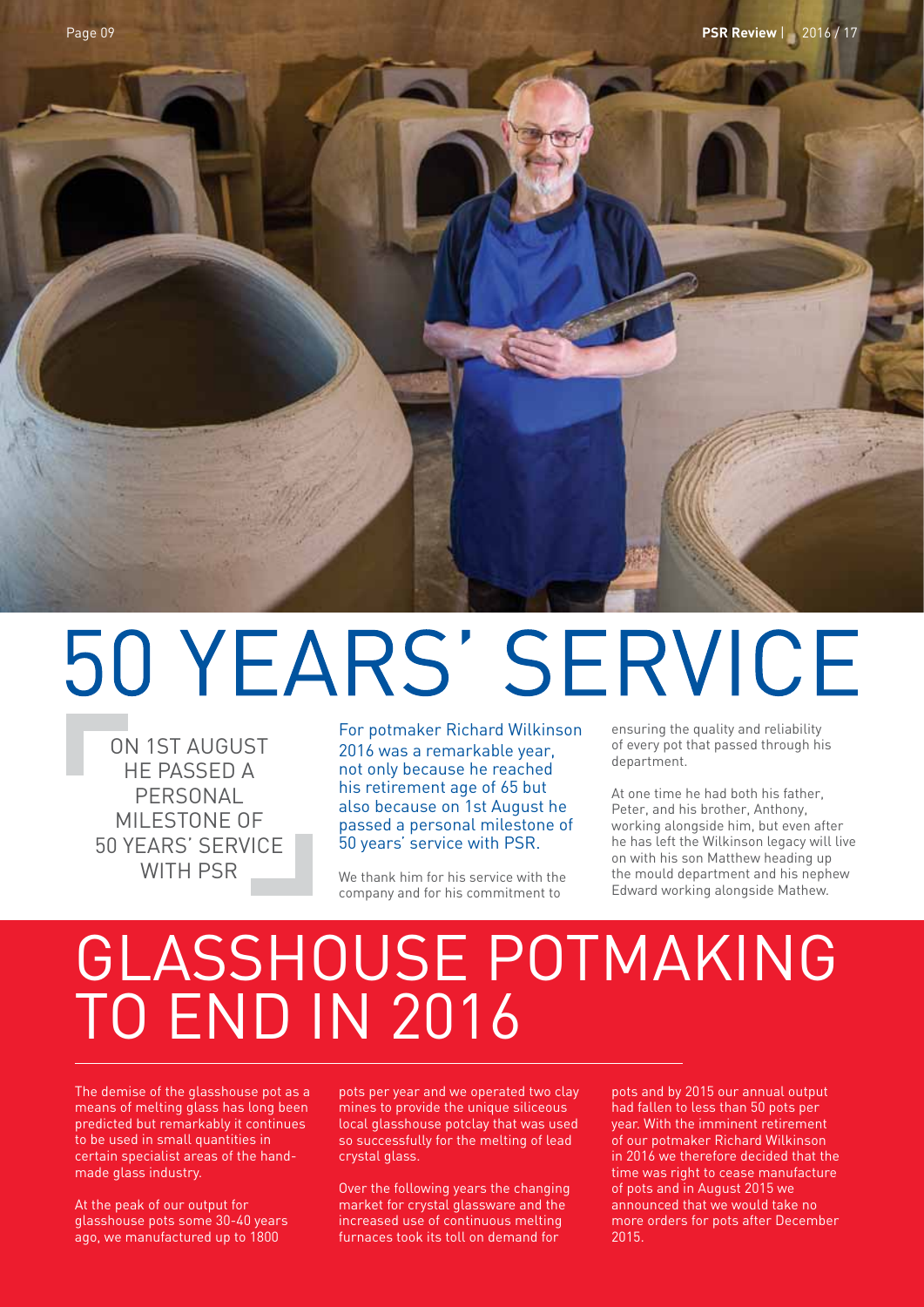# 50 YEARS' SERVICE

> ON 1ST AUGUST HE PASSED A PERSONAL MILESTONE OF 50 YEARS' SERVICE WITH PSR

For potmaker Richard Wilkinson 2016 was a remarkable year, not only because he reached his retirement age of 65 but also because on 1st August he passed a personal milestone of 50 years' service with PSR.

We thank him for his service with the company and for his commitment to ensuring the quality and reliability of every pot that passed through his department.

At one time he had both his father, Peter, and his brother, Anthony, working alongside him, but even after he has left the Wilkinson legacy will live on with his son Matthew heading up the mould department and his nephew Edward working alongside Mathew.

# GLASSHOUSE POTMAKING TO END IN 2016

The demise of the glasshouse pot as a means of melting glass has long been predicted but remarkably it continues to be used in small quantities in certain specialist areas of the hand-made glass industry.

At the peak of our output for glasshouse pots some 30-40 years ago, we manufactured up to 1800 pots per year and we operated two clay mines to provide the unique siliceous local glasshouse potclay that was used so successfully for the melting of lead crystal glass.

Over the following years the changing market for crystal glassware and the increased use of continuous melting furnaces took its toll on demand for pots and by 2015 our annual output had fallen to less than 50 pots per year. With the imminent retirement of our potmaker Richard Wilkinson in 2016 we therefore decided that the time was right to cease manufacture of pots and in August 2015 we announced that we would take no more orders for pots after December 2015.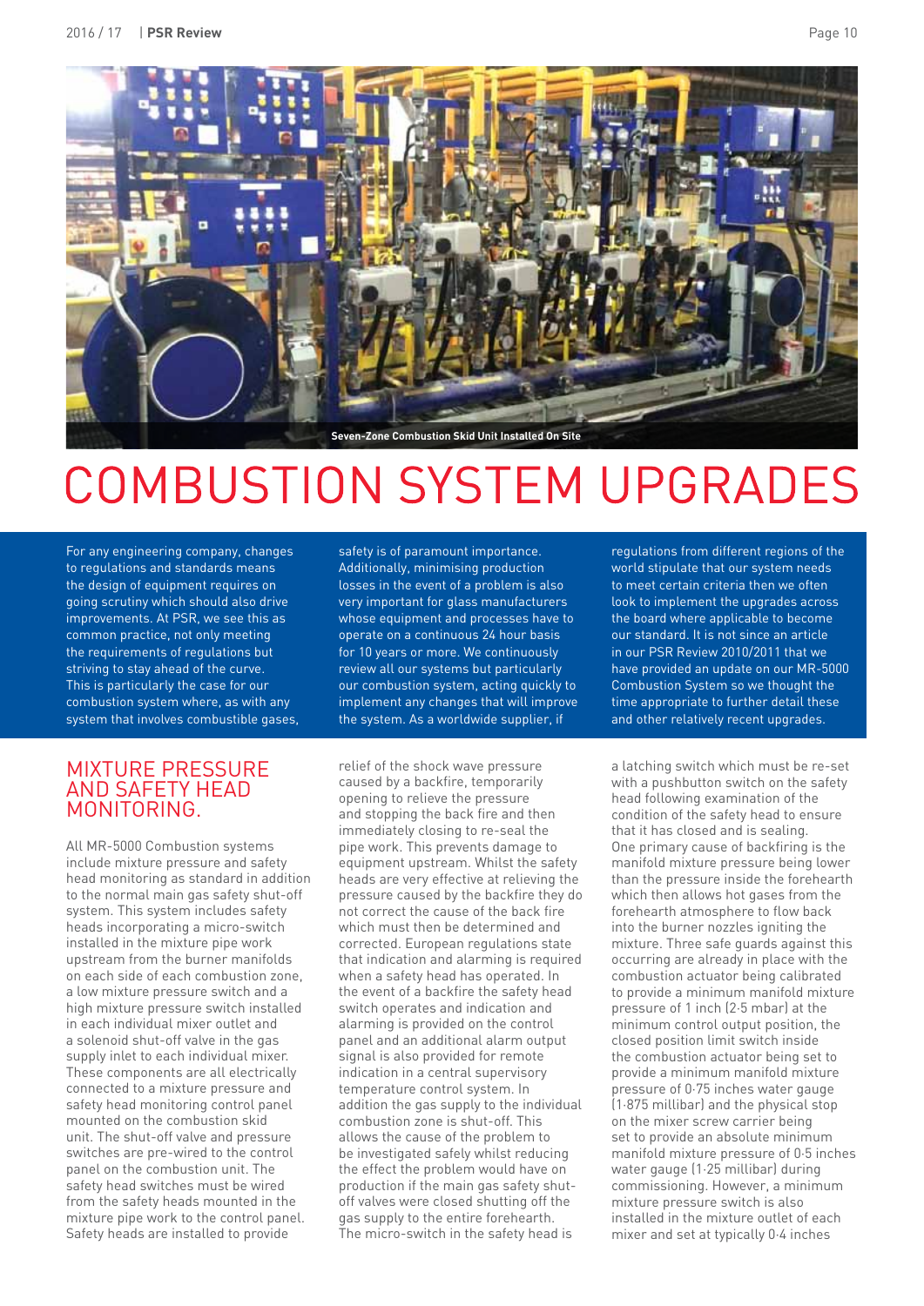Seven-Zone Combustion Skid Unit Installed On Site

# COMBUSTION SYSTEM UPGRADES

For any engineering company, changes to regulations and standards means the design of equipment requires on going scrutiny which should also drive improvements. At PSR, we see this as common practice, not only meeting the requirements of regulations but striving to stay ahead of the curve. This is particularly the case for our combustion system where, as with any system that involves combustible gases, safety is of paramount importance. Additionally, minimising production losses in the event of a problem is also very important for glass manufacturers whose equipment and processes have to operate on a continuous 24 hour basis for 10 years or more. We continuously review all our systems but particularly our combustion system, acting quickly to implement any changes that will improve the system. As a worldwide supplier, if regulations from different regions of the world stipulate that our system needs to meet certain criteria then we often look to implement the upgrades across the board where applicable to become our standard. It is not since an article in our PSR Review 2010/2011 that we have provided an update on our MR-5000 Combustion System so we thought the time appropriate to further detail these and other relatively recent upgrades.

## MIXTURE PRESSURE AND SAFETY HEAD MONITORING.

All MR-5000 Combustion systems include mixture pressure and safety head monitoring as standard in addition to the normal main gas safety shut-off system. This system includes safety heads incorporating a micro-switch installed in the mixture pipe work upstream from the burner manifolds on each side of each combustion zone, a low mixture pressure switch and a high mixture pressure switch installed in each individual mixer outlet and a solenoid shut-off valve in the gas supply inlet to each individual mixer. These components are all electrically connected to a mixture pressure and safety head monitoring control panel mounted on the combustion skid unit. The shut-off valve and pressure switches are pre-wired to the control panel on the combustion unit. The safety head switches must be wired from the safety heads mounted in the mixture pipe work to the control panel. Safety heads are installed to provide relief of the shock wave pressure caused by a backfire, temporarily opening to relieve the pressure and stopping the back fire and then immediately closing to re-seal the pipe work. This prevents damage to equipment upstream. Whilst the safety heads are very effective at relieving the pressure caused by the backfire they do not correct the cause of the back fire which must then be determined and corrected. European regulations state that indication and alarming is required when a safety head has operated. In the event of a backfire the safety head switch operates and indication and alarming is provided on the control panel and an additional alarm output signal is also provided for remote indication in a central supervisory temperature control system. In addition the gas supply to the individual combustion zone is shut-off. This allows the cause of the problem to be investigated safely whilst reducing the effect the problem would have on production if the main gas safety shut-off valves were closed shutting off the gas supply to the entire forehearth. The micro-switch in the safety head is a latching switch which must be re-set with a pushbutton switch on the safety head following examination of the condition of the safety head to ensure that it has closed and is sealing. One primary cause of backfiring is the manifold mixture pressure being lower than the pressure inside the forehearth which then allows hot gases from the forehearth atmosphere to flow back into the burner nozzles igniting the mixture. Three safe guards against this occurring are already in place with the combustion actuator being calibrated to provide a minimum manifold mixture pressure of 1 inch (2·5 mbar) at the minimum control output position, the closed position limit switch inside the combustion actuator being set to provide a minimum manifold mixture pressure of 0·75 inches water gauge (1·875 millibar) and the physical stop on the mixer screw carrier being set to provide an absolute minimum manifold mixture pressure of 0·5 inches water gauge (1·25 millibar) during commissioning. However, a minimum mixture pressure switch is also installed in the mixture outlet of each mixer and set at typically 0·4 inches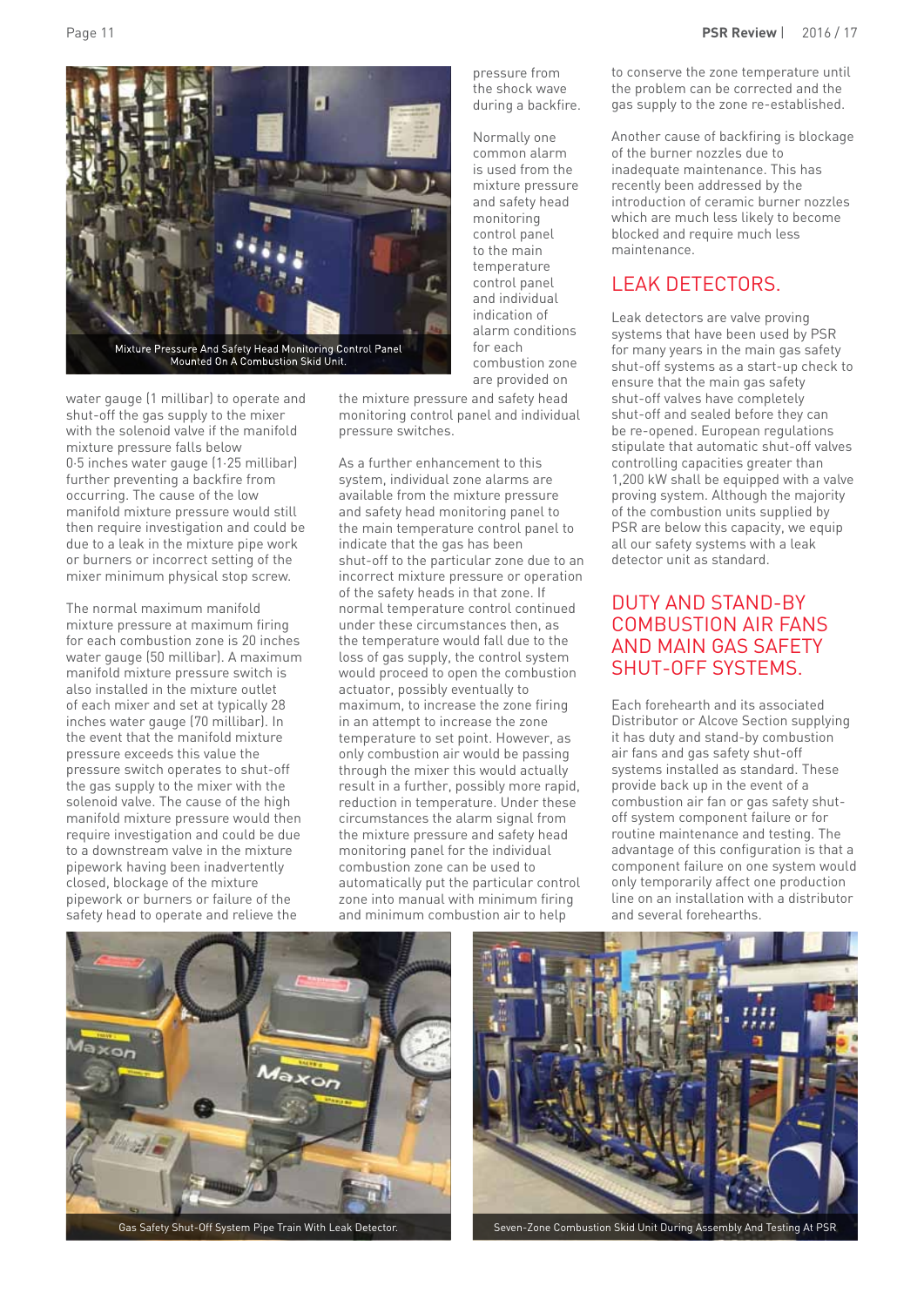Mixture Pressure And Safety Head Monitoring Control Panel Mounted On A Combustion Skid Unit.

water gauge (1 millibar) to operate and shut-off the gas supply to the mixer with the solenoid valve if the manifold mixture pressure falls below 0·5 inches water gauge (1·25 millibar) further preventing a backfire from occurring. The cause of the low manifold mixture pressure would still then require investigation and could be due to a leak in the mixture pipe work or burners or incorrect setting of the mixer minimum physical stop screw.

The normal maximum manifold mixture pressure at maximum firing for each combustion zone is 20 inches water gauge (50 millibar). A maximum manifold mixture pressure switch is also installed in the mixture outlet of each mixer and set at typically 28 inches water gauge (70 millibar). In the event that the manifold mixture pressure exceeds this value the pressure switch operates to shut-off the gas supply to the mixer with the solenoid valve. The cause of the high manifold mixture pressure would then require investigation and could be due to a downstream valve in the mixture pipework having been inadvertently closed, blockage of the mixture pipework or burners or failure of the safety head to operate and relieve the pressure from the shock wave during a backfire.

Normally one common alarm is used from the mixture pressure and safety head monitoring control panel to the main temperature control panel and individual indication of alarm conditions for each combustion zone are provided on the mixture pressure and safety head monitoring control panel and individual pressure switches.

As a further enhancement to this system, individual zone alarms are available from the mixture pressure and safety head monitoring panel to the main temperature control panel to indicate that the gas has been shut-off to the particular zone due to an incorrect mixture pressure or operation of the safety heads in that zone. If normal temperature control continued under these circumstances then, as the temperature would fall due to the loss of gas supply, the control system would proceed to open the combustion actuator, possibly eventually to maximum, to increase the zone firing in an attempt to increase the zone temperature to set point. However, as only combustion air would be passing through the mixer this would actually result in a further, possibly more rapid, reduction in temperature. Under these circumstances the alarm signal from the mixture pressure and safety head monitoring panel for the individual combustion zone can be used to automatically put the particular control zone into manual with minimum firing and minimum combustion air to help to conserve the zone temperature until the problem can be corrected and the gas supply to the zone re-established.

Another cause of backfiring is blockage of the burner nozzles due to inadequate maintenance. This has recently been addressed by the introduction of ceramic burner nozzles which are much less likely to become blocked and require much less maintenance.

## LEAK DETECTORS.

Leak detectors are valve proving systems that have been used by PSR for many years in the main gas safety shut-off systems as a start-up check to ensure that the main gas safety shut-off valves have completely shut-off and sealed before they can be re-opened. European regulations stipulate that automatic shut-off valves controlling capacities greater than 1,200 kW shall be equipped with a valve proving system. Although the majority of the combustion units supplied by PSR are below this capacity, we equip all our safety systems with a leak detector unit as standard.

## DUTY AND STAND-BY COMBUSTION AIR FANS AND MAIN GAS SAFETY SHUT-OFF SYSTEMS.

Each forehearth and its associated Distributor or Alcove Section supplying it has duty and stand-by combustion air fans and gas safety shut-off systems installed as standard. These provide back up in the event of a combustion air fan or gas safety shut-off system component failure or for routine maintenance and testing. The advantage of this configuration is that a component failure on one system would only temporarily affect one production line on an installation with a distributor and several forehearths.

Gas Safety Shut-Off System Pipe Train With Leak Detector.

Seven-Zone Combustion Skid Unit During Assembly And Testing At PSR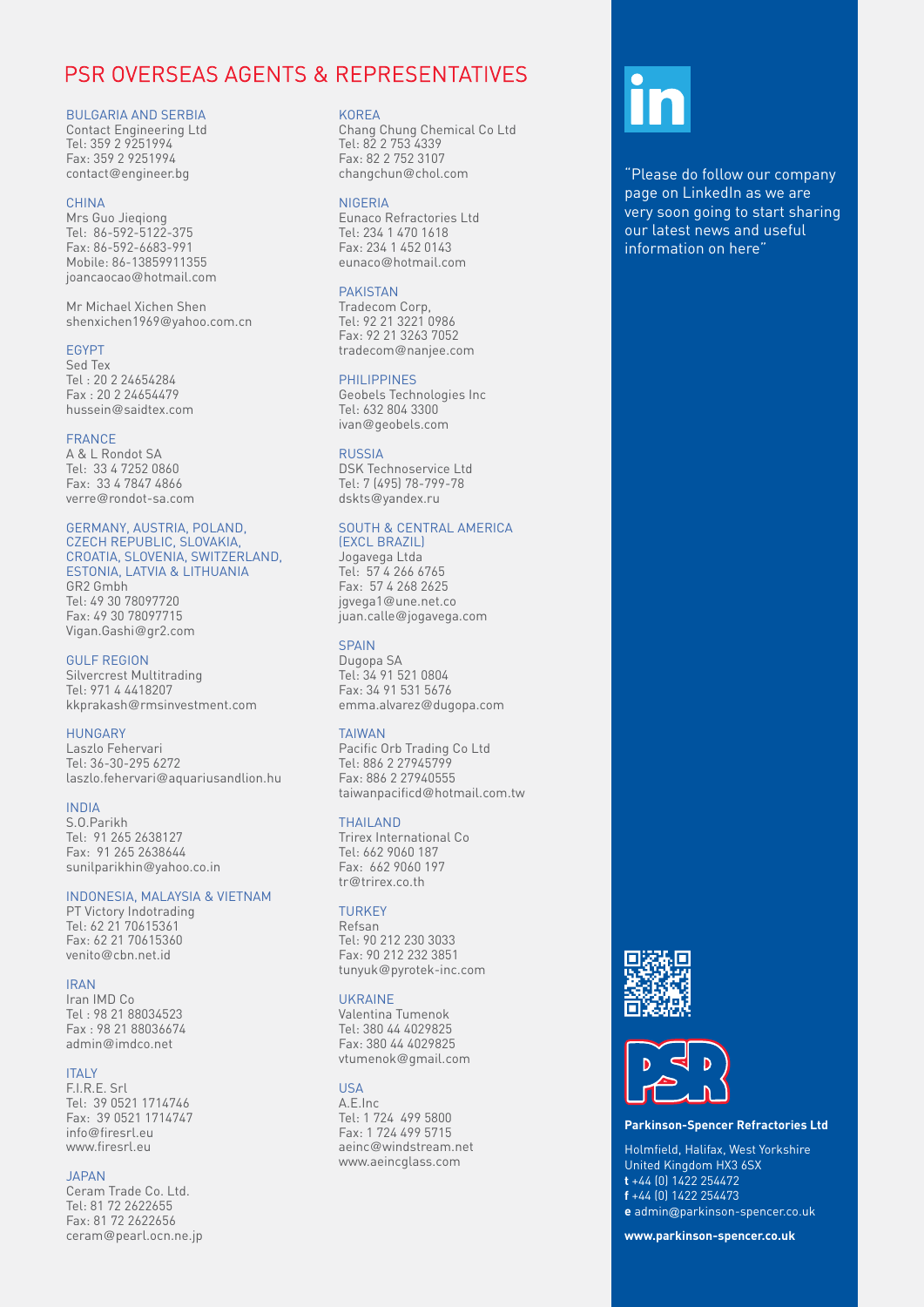# PSR OVERSEAS AGENTS & REPRESENTATIVES

### BULGARIA AND SERBIA
Contact Engineering Ltd
Tel: 359 2 9251994
Fax: 359 2 9251994
contact@engineer.bg

### CHINA
Mrs Guo Jieqiong
Tel: 86-592-5122-375
Fax: 86-592-6683-991
Mobile: 86-13859911355
joancaocao@hotmail.com

Mr Michael Xichen Shen
shenxichen1969@yahoo.com.cn

### EGYPT
Sed Tex
Tel : 20 2 24654284
Fax : 20 2 24654479
hussein@saidtex.com

### FRANCE
A & L Rondot SA
Tel: 33 4 7252 0860
Fax: 33 4 7847 4866
verre@rondot-sa.com

### GERMANY, AUSTRIA, POLAND, CZECH REPUBLIC, SLOVAKIA, CROATIA, SLOVENIA, SWITZERLAND, ESTONIA, LATVIA & LITHUANIA
GR2 Gmbh
Tel: 49 30 78097720
Fax: 49 30 78097715
Vigan.Gashi@gr2.com

### GULF REGION
Silvercrest Multitrading
Tel: 971 4 4418207
kkprakash@rmsinvestment.com

### HUNGARY
Laszlo Fehervari
Tel: 36-30-295 6272
laszlo.fehervari@aquariusandlion.hu

### INDIA
S.O.Parikh
Tel: 91 265 2638127
Fax: 91 265 2638644
sunilparikhin@yahoo.co.in

### INDONESIA, MALAYSIA & VIETNAM
PT Victory Indotrading
Tel: 62 21 70615361
Fax: 62 21 70615360
venito@cbn.net.id

### IRAN
Iran IMD Co
Tel : 98 21 88034523
Fax : 98 21 88036674
admin@imdco.net

### ITALY
F.I.R.E. Srl
Tel: 39 0521 1714746
Fax: 39 0521 1714747
info@firesrl.eu
www.firesrl.eu

### JAPAN
Ceram Trade Co. Ltd.
Tel: 81 72 2622655
Fax: 81 72 2622656
ceram@pearl.ocn.ne.jp

### KOREA
Chang Chung Chemical Co Ltd
Tel: 82 2 753 4339
Fax: 82 2 752 3107
changchun@chol.com

### NIGERIA
Eunaco Refractories Ltd
Tel: 234 1 470 1618
Fax: 234 1 452 0143
eunaco@hotmail.com

### PAKISTAN
Tradecom Corp,
Tel: 92 21 3221 0986
Fax: 92 21 3263 7052
tradecom@nanjee.com

### PHILIPPINES
Geobels Technologies Inc
Tel: 632 804 3300
ivan@geobels.com

### RUSSIA
DSK Technoservice Ltd
Tel: 7 (495) 78-799-78
dskts@yandex.ru

### SOUTH & CENTRAL AMERICA (EXCL BRAZIL)
Jogavega Ltda
Tel: 57 4 266 6765
Fax: 57 4 268 2625
jgvega1@une.net.co
juan.calle@jogavega.com

### SPAIN
Dugopa SA
Tel: 34 91 521 0804
Fax: 34 91 531 5676
emma.alvarez@dugopa.com

### TAIWAN
Pacific Orb Trading Co Ltd
Tel: 886 2 27945799
Fax: 886 2 27940555
taiwanpacificd@hotmail.com.tw

### THAILAND
Trirex International Co
Tel: 662 9060 187
Fax: 662 9060 197
tr@trirex.co.th

### TURKEY
Refsan
Tel: 90 212 230 3033
Fax: 90 212 232 3851
tunyuk@pyrotek-inc.com

### UKRAINE
Valentina Tumenok
Tel: 380 44 4029825
Fax: 380 44 4029825
vtumenok@gmail.com

### USA
A.E.Inc
Tel: 1 724 499 5800
Fax: 1 724 499 5715
aeinc@windstream.net
www.aeincglass.com

"Please do follow our company page on LinkedIn as we are very soon going to start sharing our latest news and useful information on here"

**Parkinson-Spencer Refractories Ltd**

Holmfield, Halifax, West Yorkshire
United Kingdom HX3 6SX
**t** +44 (0) 1422 254472
**f** +44 (0) 1422 254473
**e** admin@parkinson-spencer.co.uk

**www.parkinson-spencer.co.uk**